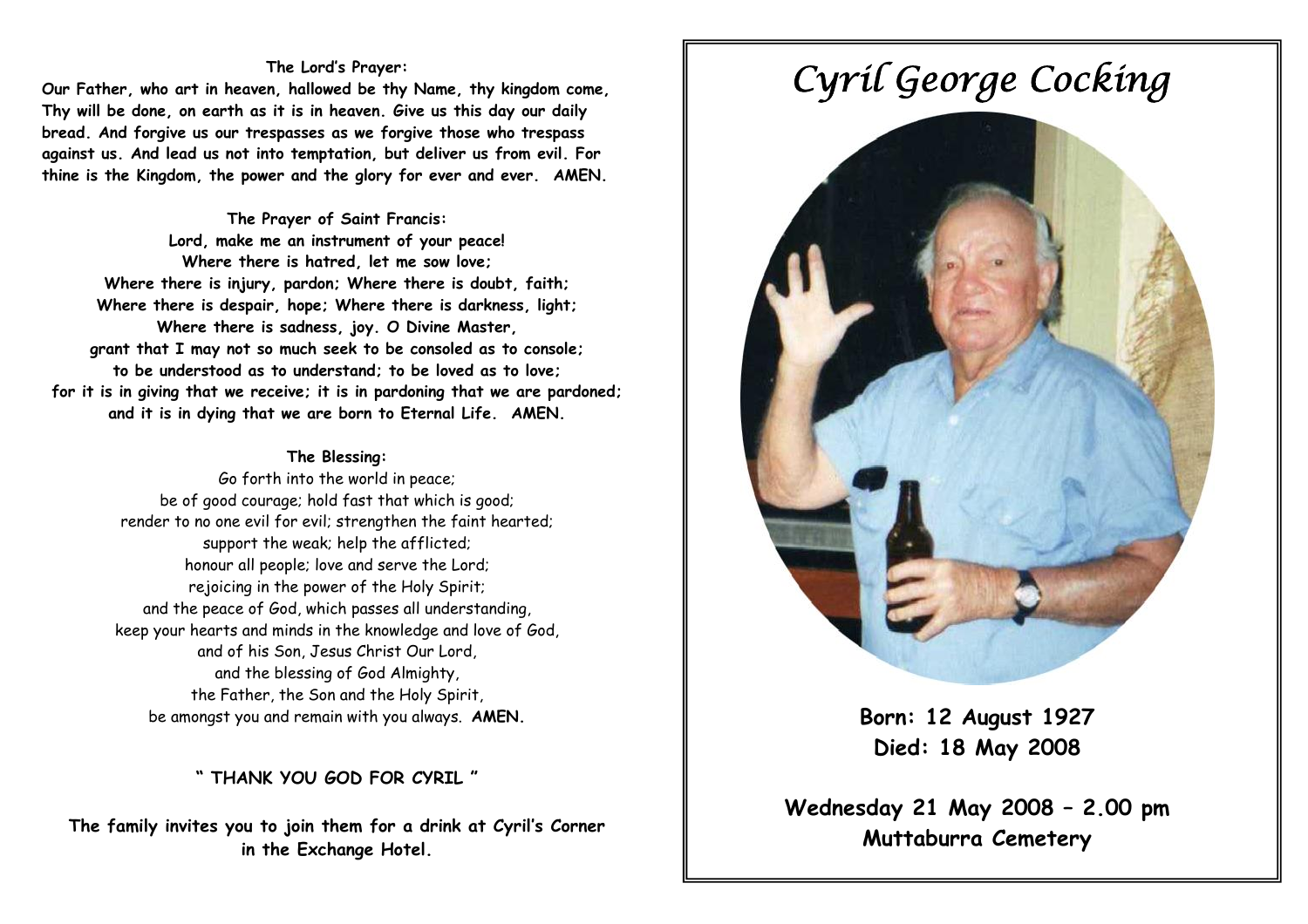**The Lord's Prayer:**

**Our Father, who art in heaven, hallowed be thy Name, thy kingdom come, Thy will be done, on earth as it is in heaven. Give us this day our daily bread. And forgive us our trespasses as we forgive those who trespass against us. And lead us not into temptation, but deliver us from evil. For thine is the Kingdom, the power and the glory for ever and ever. AMEN.**

**The Prayer of Saint Francis:**

**Lord, make me an instrument of your peace!
Where there is hatred, let me sow love;
Where there is injury, pardon; Where there is doubt, faith;
Where there is despair, hope; Where there is darkness, light;
Where there is sadness, joy. O Divine Master,
grant that I may not so much seek to be consoled as to console;
to be understood as to understand; to be loved as to love;
for it is in giving that we receive; it is in pardoning that we are pardoned;
and it is in dying that we are born to Eternal Life. AMEN.**

**The Blessing:**

Go forth into the world in peace;
be of good courage; hold fast that which is good;
render to no one evil for evil; strengthen the faint hearted;
support the weak; help the afflicted;
honour all people; love and serve the Lord;
rejoicing in the power of the Holy Spirit;
and the peace of God, which passes all understanding,
keep your hearts and minds in the knowledge and love of God,
and of his Son, Jesus Christ Our Lord,
and the blessing of God Almighty,
the Father, the Son and the Holy Spirit,
be amongst you and remain with you always. **AMEN.**

**" THANK YOU GOD FOR CYRIL "**

**The family invites you to join them for a drink at Cyril's Corner in the Exchange Hotel.**

# *Cyril George Cocking*

**Born: 12 August 1927**
**Died: 18 May 2008**

**Wednesday 21 May 2008 – 2.00 pm**
**Muttaburra Cemetery**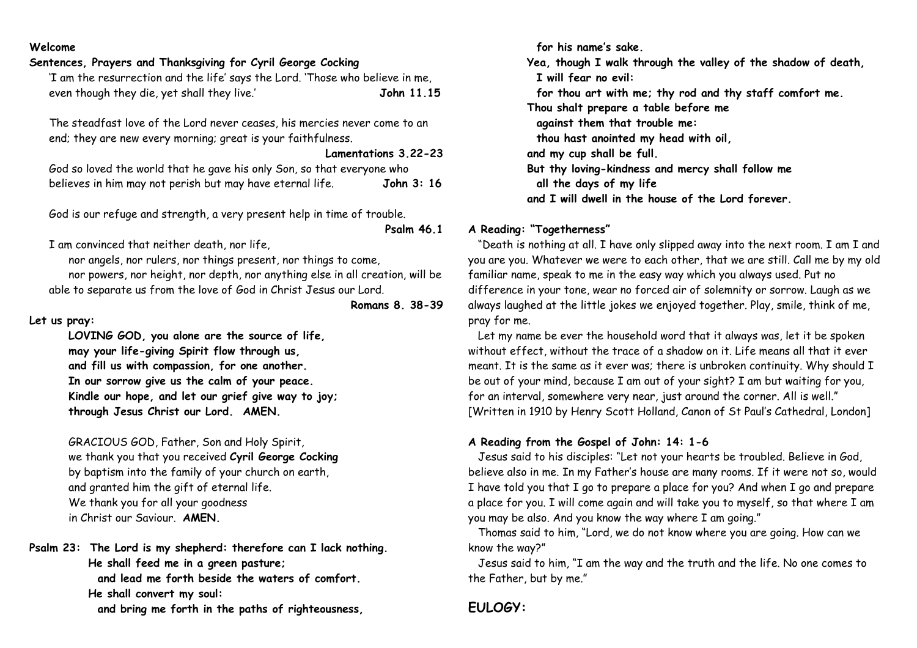**Welcome**

**Sentences, Prayers and Thanksgiving for Cyril George Cocking**

'I am the resurrection and the life' says the Lord. 'Those who believe in me, even though they die, yet shall they live.' **John 11.15**

The steadfast love of the Lord never ceases, his mercies never come to an end; they are new every morning; great is your faithfulness.

**Lamentations 3.22-23**

God so loved the world that he gave his only Son, so that everyone who believes in him may not perish but may have eternal life. **John 3: 16**

God is our refuge and strength, a very present help in time of trouble.

**Psalm 46.1**

I am convinced that neither death, nor life,
nor angels, nor rulers, nor things present, nor things to come,
nor powers, nor height, nor depth, nor anything else in all creation, will be able to separate us from the love of God in Christ Jesus our Lord.

**Romans 8. 38-39**

**Let us pray:**

**LOVING GOD, you alone are the source of life,**
**may your life-giving Spirit flow through us,**
**and fill us with compassion, for one another.**
**In our sorrow give us the calm of your peace.**
**Kindle our hope, and let our grief give way to joy;**
**through Jesus Christ our Lord. AMEN.**

GRACIOUS GOD, Father, Son and Holy Spirit,
we thank you that you received **Cyril George Cocking**
by baptism into the family of your church on earth,
and granted him the gift of eternal life.
We thank you for all your goodness
in Christ our Saviour. **AMEN.**

**Psalm 23: The Lord is my shepherd: therefore can I lack nothing.**
**He shall feed me in a green pasture;**
**and lead me forth beside the waters of comfort.**
**He shall convert my soul:**
**and bring me forth in the paths of righteousness,**
**for his name's sake.**
**Yea, though I walk through the valley of the shadow of death,**
**I will fear no evil:**
**for thou art with me; thy rod and thy staff comfort me.**
**Thou shalt prepare a table before me**
**against them that trouble me:**
**thou hast anointed my head with oil,**
**and my cup shall be full.**
**But thy loving-kindness and mercy shall follow me**
**all the days of my life**
**and I will dwell in the house of the Lord forever.**

**A Reading: "Togetherness"**

"Death is nothing at all. I have only slipped away into the next room. I am I and you are you. Whatever we were to each other, that we are still. Call me by my old familiar name, speak to me in the easy way which you always used. Put no difference in your tone, wear no forced air of solemnity or sorrow. Laugh as we always laughed at the little jokes we enjoyed together. Play, smile, think of me, pray for me.

Let my name be ever the household word that it always was, let it be spoken without effect, without the trace of a shadow on it. Life means all that it ever meant. It is the same as it ever was; there is unbroken continuity. Why should I be out of your mind, because I am out of your sight? I am but waiting for you, for an interval, somewhere very near, just around the corner. All is well."
[Written in 1910 by Henry Scott Holland, Canon of St Paul's Cathedral, London]

**A Reading from the Gospel of John: 14: 1-6**

Jesus said to his disciples: "Let not your hearts be troubled. Believe in God, believe also in me. In my Father's house are many rooms. If it were not so, would I have told you that I go to prepare a place for you? And when I go and prepare a place for you. I will come again and will take you to myself, so that where I am you may be also. And you know the way where I am going."

Thomas said to him, "Lord, we do not know where you are going. How can we know the way?"

Jesus said to him, "I am the way and the truth and the life. No one comes to the Father, but by me."

## EULOGY: